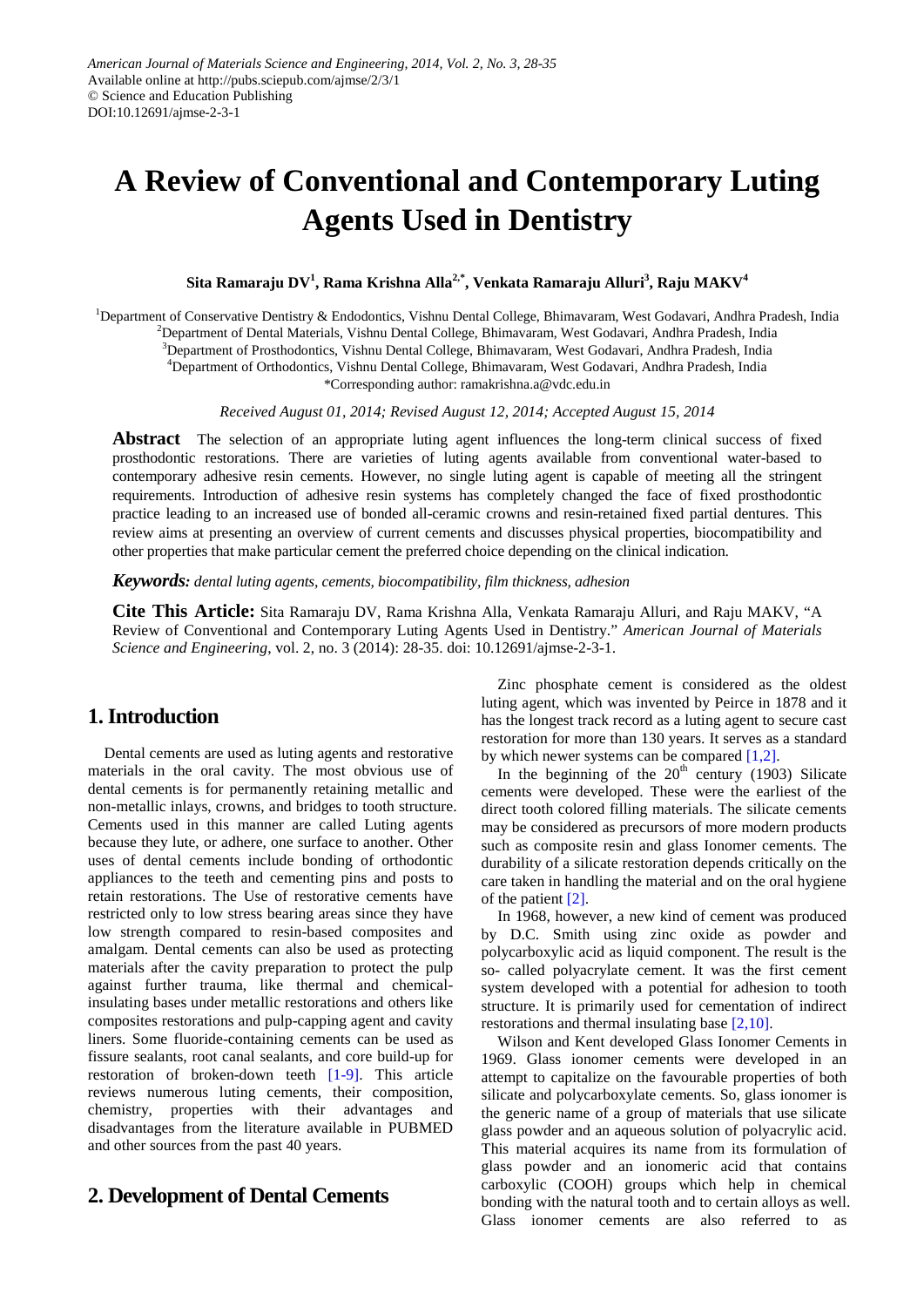American Journal of Materials Science and Engineering, 2014, Vol. 2, No. 3, 28-35
Available online at http://pubs.sciepub.com/ajmse/2/3/1
© Science and Education Publishing
DOI:10.12691/ajmse-2-3-1

# A Review of Conventional and Contemporary Luting Agents Used in Dentistry

**Sita Ramaraju DV[1], Rama Krishna Alla[2,*], Venkata Ramaraju Alluri[3], Raju MAKV[4]**

[1]Department of Conservative Dentistry & Endodontics, Vishnu Dental College, Bhimavaram, West Godavari, Andhra Pradesh, India
[2]Department of Dental Materials, Vishnu Dental College, Bhimavaram, West Godavari, Andhra Pradesh, India
[3]Department of Prosthodontics, Vishnu Dental College, Bhimavaram, West Godavari, Andhra Pradesh, India
[4]Department of Orthodontics, Vishnu Dental College, Bhimavaram, West Godavari, Andhra Pradesh, India
*Corresponding author: ramakrishna.a@vdc.edu.in

*Received August 01, 2014; Revised August 12, 2014; Accepted August 15, 2014*

**Abstract** The selection of an appropriate luting agent influences the long-term clinical success of fixed prosthodontic restorations. There are varieties of luting agents available from conventional water-based to contemporary adhesive resin cements. However, no single luting agent is capable of meeting all the stringent requirements. Introduction of adhesive resin systems has completely changed the face of fixed prosthodontic practice leading to an increased use of bonded all-ceramic crowns and resin-retained fixed partial dentures. This review aims at presenting an overview of current cements and discusses physical properties, biocompatibility and other properties that make particular cement the preferred choice depending on the clinical indication.

***Keywords:*** *dental luting agents, cements, biocompatibility, film thickness, adhesion*

**Cite This Article:** Sita Ramaraju DV, Rama Krishna Alla, Venkata Ramaraju Alluri, and Raju MAKV, "A Review of Conventional and Contemporary Luting Agents Used in Dentistry." *American Journal of Materials Science and Engineering*, vol. 2, no. 3 (2014): 28-35. doi: 10.12691/ajmse-2-3-1.

## 1. Introduction

Dental cements are used as luting agents and restorative materials in the oral cavity. The most obvious use of dental cements is for permanently retaining metallic and non-metallic inlays, crowns, and bridges to tooth structure. Cements used in this manner are called Luting agents because they lute, or adhere, one surface to another. Other uses of dental cements include bonding of orthodontic appliances to the teeth and cementing pins and posts to retain restorations. The Use of restorative cements have restricted only to low stress bearing areas since they have low strength compared to resin-based composites and amalgam. Dental cements can also be used as protecting materials after the cavity preparation to protect the pulp against further trauma, like thermal and chemical-insulating bases under metallic restorations and others like composites restorations and pulp-capping agent and cavity liners. Some fluoride-containing cements can be used as fissure sealants, root canal sealants, and core build-up for restoration of broken-down teeth [1-9]. This article reviews numerous luting cements, their composition, chemistry, properties with their advantages and disadvantages from the literature available in PUBMED and other sources from the past 40 years.

## 2. Development of Dental Cements

Zinc phosphate cement is considered as the oldest luting agent, which was invented by Peirce in 1878 and it has the longest track record as a luting agent to secure cast restoration for more than 130 years. It serves as a standard by which newer systems can be compared [1,2].

In the beginning of the $20^{th}$ century (1903) Silicate cements were developed. These were the earliest of the direct tooth colored filling materials. The silicate cements may be considered as precursors of more modern products such as composite resin and glass Ionomer cements. The durability of a silicate restoration depends critically on the care taken in handling the material and on the oral hygiene of the patient [2].

In 1968, however, a new kind of cement was produced by D.C. Smith using zinc oxide as powder and polycarboxylic acid as liquid component. The result is the so- called polyacrylate cement. It was the first cement system developed with a potential for adhesion to tooth structure. It is primarily used for cementation of indirect restorations and thermal insulating base [2,10].

Wilson and Kent developed Glass Ionomer Cements in 1969. Glass ionomer cements were developed in an attempt to capitalize on the favourable properties of both silicate and polycarboxylate cements. So, glass ionomer is the generic name of a group of materials that use silicate glass powder and an aqueous solution of polyacrylic acid. This material acquires its name from its formulation of glass powder and an ionomeric acid that contains carboxylic (COOH) groups which help in chemical bonding with the natural tooth and to certain alloys as well. Glass ionomer cements are also referred to as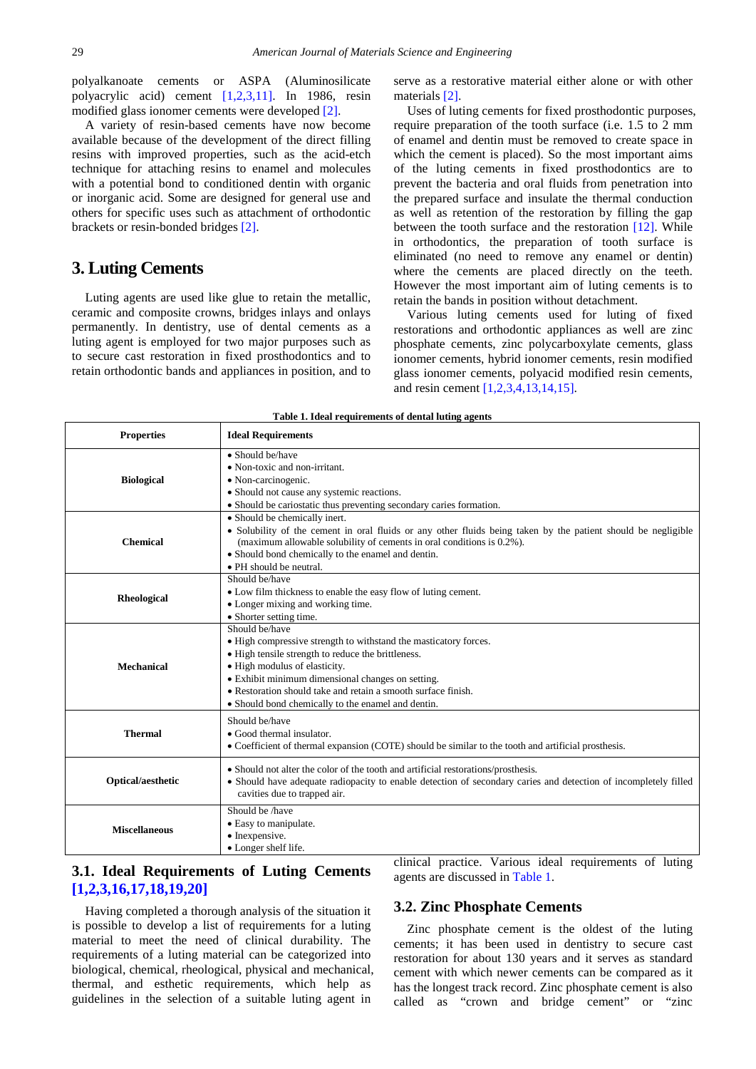polyalkanoate cements or ASPA (Aluminosilicate polyacrylic acid) cement [1,2,3,11]. In 1986, resin modified glass ionomer cements were developed [2].

A variety of resin-based cements have now become available because of the development of the direct filling resins with improved properties, such as the acid-etch technique for attaching resins to enamel and molecules with a potential bond to conditioned dentin with organic or inorganic acid. Some are designed for general use and others for specific uses such as attachment of orthodontic brackets or resin-bonded bridges [2].

## 3. Luting Cements

Luting agents are used like glue to retain the metallic, ceramic and composite crowns, bridges inlays and onlays permanently. In dentistry, use of dental cements as a luting agent is employed for two major purposes such as to secure cast restoration in fixed prosthodontics and to retain orthodontic bands and appliances in position, and to serve as a restorative material either alone or with other materials [2].

Uses of luting cements for fixed prosthodontic purposes, require preparation of the tooth surface (i.e. 1.5 to 2 mm of enamel and dentin must be removed to create space in which the cement is placed). So the most important aims of the luting cements in fixed prosthodontics are to prevent the bacteria and oral fluids from penetration into the prepared surface and insulate the thermal conduction as well as retention of the restoration by filling the gap between the tooth surface and the restoration [12]. While in orthodontics, the preparation of tooth surface is eliminated (no need to remove any enamel or dentin) where the cements are placed directly on the teeth. However the most important aim of luting cements is to retain the bands in position without detachment.

Various luting cements used for luting of fixed restorations and orthodontic appliances as well are zinc phosphate cements, zinc polycarboxylate cements, glass ionomer cements, hybrid ionomer cements, resin modified glass ionomer cements, polyacid modified resin cements, and resin cement [1,2,3,4,13,14,15].

**Table 1. Ideal requirements of dental luting agents**

| Properties | Ideal Requirements |
|---|---|
| **Biological** | • Should be/have<br>• Non-toxic and non-irritant.<br>• Non-carcinogenic.<br>• Should not cause any systemic reactions.<br>• Should be cariostatic thus preventing secondary caries formation. |
| **Chemical** | • Should be chemically inert.<br>• Solubility of the cement in oral fluids or any other fluids being taken by the patient should be negligible (maximum allowable solubility of cements in oral conditions is 0.2%).<br>• Should bond chemically to the enamel and dentin.<br>• PH should be neutral. |
| **Rheological** | Should be/have<br>• Low film thickness to enable the easy flow of luting cement.<br>• Longer mixing and working time.<br>• Shorter setting time. |
| **Mechanical** | Should be/have<br>• High compressive strength to withstand the masticatory forces.<br>• High tensile strength to reduce the brittleness.<br>• High modulus of elasticity.<br>• Exhibit minimum dimensional changes on setting.<br>• Restoration should take and retain a smooth surface finish.<br>• Should bond chemically to the enamel and dentin. |
| **Thermal** | Should be/have<br>• Good thermal insulator.<br>• Coefficient of thermal expansion (COTE) should be similar to the tooth and artificial prosthesis. |
| **Optical/aesthetic** | • Should not alter the color of the tooth and artificial restorations/prosthesis.<br>• Should have adequate radiopacity to enable detection of secondary caries and detection of incompletely filled cavities due to trapped air. |
| **Miscellaneous** | Should be /have<br>• Easy to manipulate.<br>• Inexpensive.<br>• Longer shelf life. |

### 3.1. Ideal Requirements of Luting Cements [1,2,3,16,17,18,19,20]

Having completed a thorough analysis of the situation it is possible to develop a list of requirements for a luting material to meet the need of clinical durability. The requirements of a luting material can be categorized into biological, chemical, rheological, physical and mechanical, thermal, and esthetic requirements, which help as guidelines in the selection of a suitable luting agent in clinical practice. Various ideal requirements of luting agents are discussed in Table 1.

### 3.2. Zinc Phosphate Cements

Zinc phosphate cement is the oldest of the luting cements; it has been used in dentistry to secure cast restoration for about 130 years and it serves as standard cement with which newer cements can be compared as it has the longest track record. Zinc phosphate cement is also called as "crown and bridge cement" or "zinc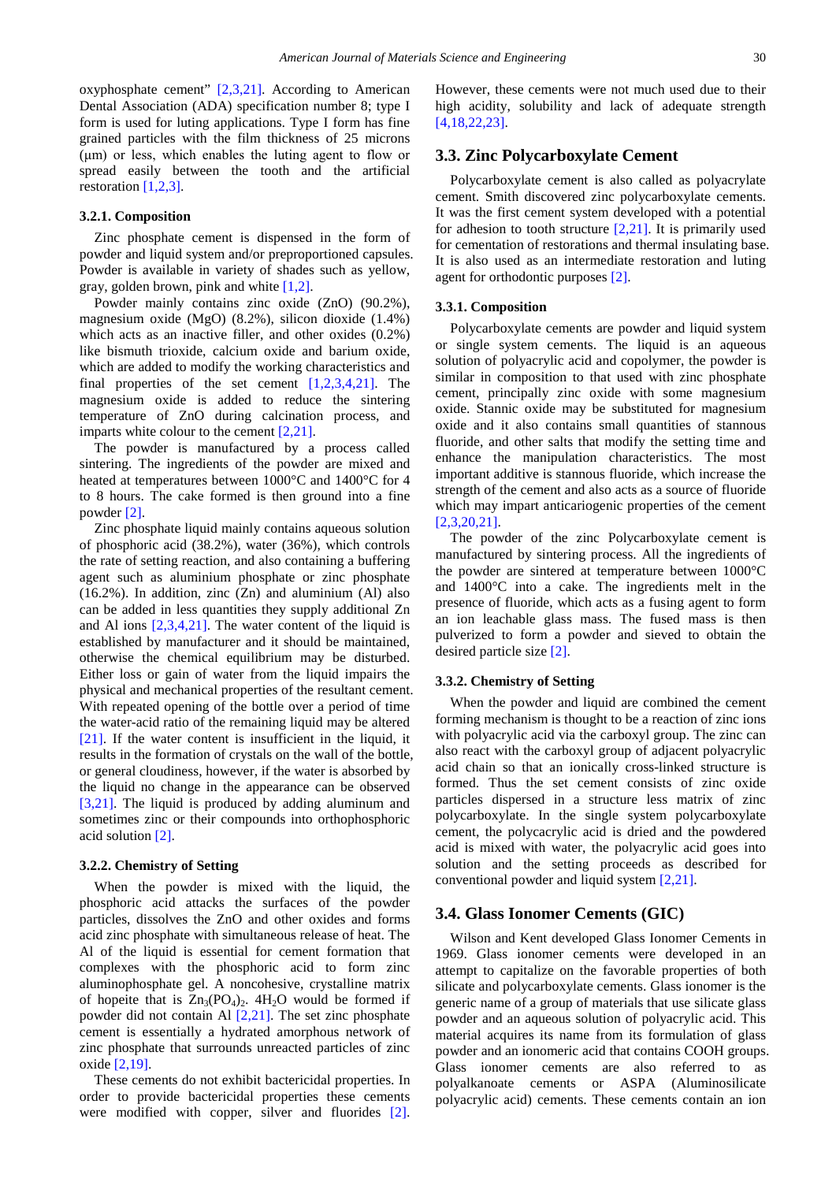oxyphosphate cement" [2,3,21]. According to American Dental Association (ADA) specification number 8; type I form is used for luting applications. Type I form has fine grained particles with the film thickness of 25 microns (µm) or less, which enables the luting agent to flow or spread easily between the tooth and the artificial restoration [1,2,3].

#### 3.2.1. Composition

Zinc phosphate cement is dispensed in the form of powder and liquid system and/or preproportioned capsules. Powder is available in variety of shades such as yellow, gray, golden brown, pink and white [1,2].

Powder mainly contains zinc oxide (ZnO) (90.2%), magnesium oxide (MgO) (8.2%), silicon dioxide (1.4%) which acts as an inactive filler, and other oxides (0.2%) like bismuth trioxide, calcium oxide and barium oxide, which are added to modify the working characteristics and final properties of the set cement [1,2,3,4,21]. The magnesium oxide is added to reduce the sintering temperature of ZnO during calcination process, and imparts white colour to the cement [2,21].

The powder is manufactured by a process called sintering. The ingredients of the powder are mixed and heated at temperatures between 1000°C and 1400°C for 4 to 8 hours. The cake formed is then ground into a fine powder [2].

Zinc phosphate liquid mainly contains aqueous solution of phosphoric acid (38.2%), water (36%), which controls the rate of setting reaction, and also containing a buffering agent such as aluminium phosphate or zinc phosphate (16.2%). In addition, zinc (Zn) and aluminium (Al) also can be added in less quantities they supply additional Zn and Al ions [2,3,4,21]. The water content of the liquid is established by manufacturer and it should be maintained, otherwise the chemical equilibrium may be disturbed. Either loss or gain of water from the liquid impairs the physical and mechanical properties of the resultant cement. With repeated opening of the bottle over a period of time the water-acid ratio of the remaining liquid may be altered [21]. If the water content is insufficient in the liquid, it results in the formation of crystals on the wall of the bottle, or general cloudiness, however, if the water is absorbed by the liquid no change in the appearance can be observed [3,21]. The liquid is produced by adding aluminum and sometimes zinc or their compounds into orthophosphoric acid solution [2].

#### 3.2.2. Chemistry of Setting

When the powder is mixed with the liquid, the phosphoric acid attacks the surfaces of the powder particles, dissolves the ZnO and other oxides and forms acid zinc phosphate with simultaneous release of heat. The Al of the liquid is essential for cement formation that complexes with the phosphoric acid to form zinc aluminophosphate gel. A noncohesive, crystalline matrix of hopeite that is $Zn_3(PO_4)_2 \cdot 4H_2O$ would be formed if powder did not contain Al [2,21]. The set zinc phosphate cement is essentially a hydrated amorphous network of zinc phosphate that surrounds unreacted particles of zinc oxide [2,19].

These cements do not exhibit bactericidal properties. In order to provide bactericidal properties these cements were modified with copper, silver and fluorides [2]. However, these cements were not much used due to their high acidity, solubility and lack of adequate strength [4,18,22,23].

### 3.3. Zinc Polycarboxylate Cement

Polycarboxylate cement is also called as polyacrylate cement. Smith discovered zinc polycarboxylate cements. It was the first cement system developed with a potential for adhesion to tooth structure [2,21]. It is primarily used for cementation of restorations and thermal insulating base. It is also used as an intermediate restoration and luting agent for orthodontic purposes [2].

#### 3.3.1. Composition

Polycarboxylate cements are powder and liquid system or single system cements. The liquid is an aqueous solution of polyacrylic acid and copolymer, the powder is similar in composition to that used with zinc phosphate cement, principally zinc oxide with some magnesium oxide. Stannic oxide may be substituted for magnesium oxide and it also contains small quantities of stannous fluoride, and other salts that modify the setting time and enhance the manipulation characteristics. The most important additive is stannous fluoride, which increase the strength of the cement and also acts as a source of fluoride which may impart anticariogenic properties of the cement [2,3,20,21].

The powder of the zinc Polycarboxylate cement is manufactured by sintering process. All the ingredients of the powder are sintered at temperature between 1000°C and 1400°C into a cake. The ingredients melt in the presence of fluoride, which acts as a fusing agent to form an ion leachable glass mass. The fused mass is then pulverized to form a powder and sieved to obtain the desired particle size [2].

#### 3.3.2. Chemistry of Setting

When the powder and liquid are combined the cement forming mechanism is thought to be a reaction of zinc ions with polyacrylic acid via the carboxyl group. The zinc can also react with the carboxyl group of adjacent polyacrylic acid chain so that an ionically cross-linked structure is formed. Thus the set cement consists of zinc oxide particles dispersed in a structure less matrix of zinc polycarboxylate. In the single system polycarboxylate cement, the polycacrylic acid is dried and the powdered acid is mixed with water, the polyacrylic acid goes into solution and the setting proceeds as described for conventional powder and liquid system [2,21].

### 3.4. Glass Ionomer Cements (GIC)

Wilson and Kent developed Glass Ionomer Cements in 1969. Glass ionomer cements were developed in an attempt to capitalize on the favorable properties of both silicate and polycarboxylate cements. Glass ionomer is the generic name of a group of materials that use silicate glass powder and an aqueous solution of polyacrylic acid. This material acquires its name from its formulation of glass powder and an ionomeric acid that contains COOH groups. Glass ionomer cements are also referred to as polyalkanoate cements or ASPA (Aluminosilicate polyacrylic acid) cements. These cements contain an ion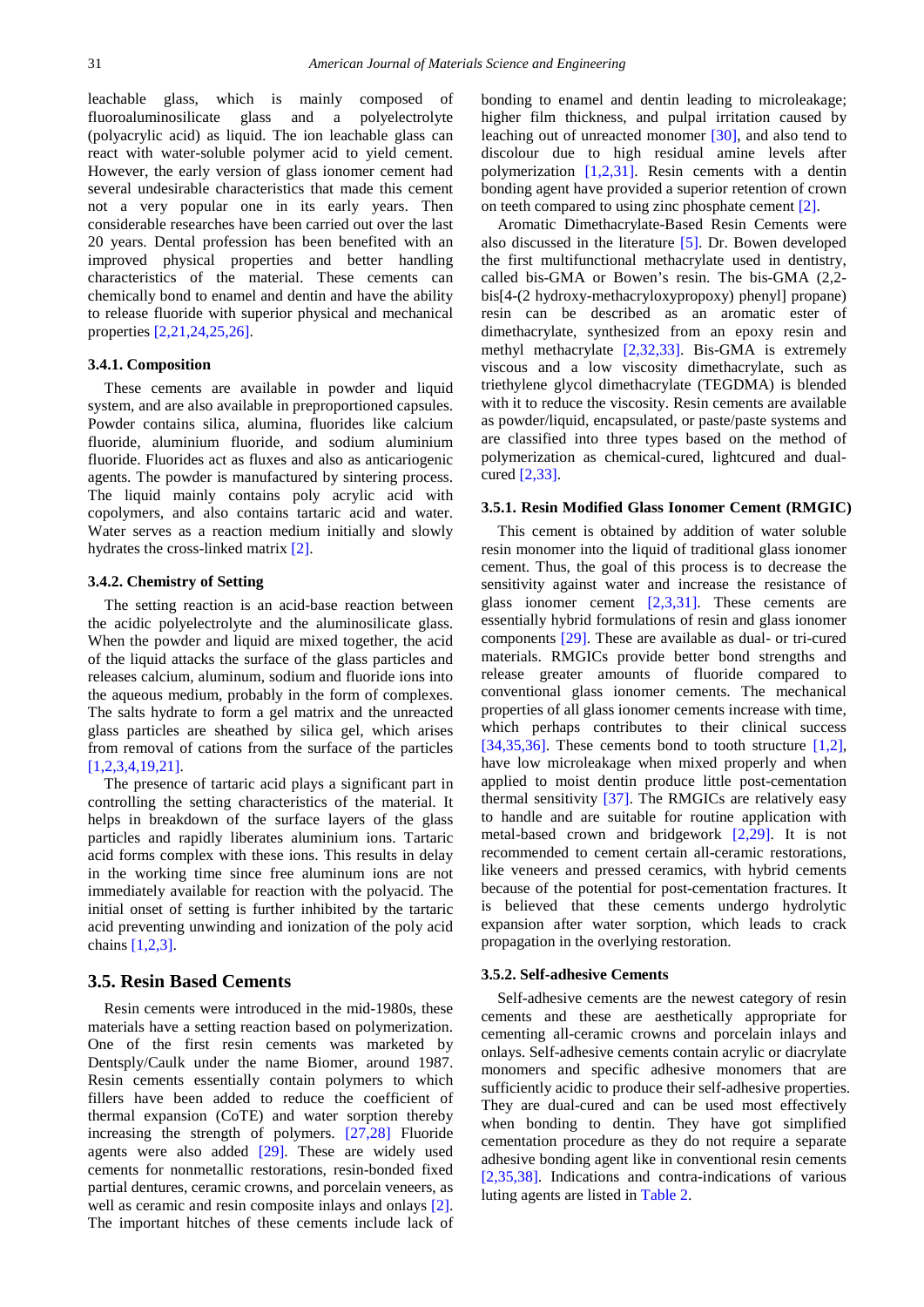leachable glass, which is mainly composed of fluoroaluminosilicate glass and a polyelectrolyte (polyacrylic acid) as liquid. The ion leachable glass can react with water-soluble polymer acid to yield cement. However, the early version of glass ionomer cement had several undesirable characteristics that made this cement not a very popular one in its early years. Then considerable researches have been carried out over the last 20 years. Dental profession has been benefited with an improved physical properties and better handling characteristics of the material. These cements can chemically bond to enamel and dentin and have the ability to release fluoride with superior physical and mechanical properties [2,21,24,25,26].

#### 3.4.1. Composition

These cements are available in powder and liquid system, and are also available in preproportioned capsules. Powder contains silica, alumina, fluorides like calcium fluoride, aluminium fluoride, and sodium aluminium fluoride. Fluorides act as fluxes and also as anticariogenic agents. The powder is manufactured by sintering process. The liquid mainly contains poly acrylic acid with copolymers, and also contains tartaric acid and water. Water serves as a reaction medium initially and slowly hydrates the cross-linked matrix [2].

#### 3.4.2. Chemistry of Setting

The setting reaction is an acid-base reaction between the acidic polyelectrolyte and the aluminosilicate glass. When the powder and liquid are mixed together, the acid of the liquid attacks the surface of the glass particles and releases calcium, aluminum, sodium and fluoride ions into the aqueous medium, probably in the form of complexes. The salts hydrate to form a gel matrix and the unreacted glass particles are sheathed by silica gel, which arises from removal of cations from the surface of the particles [1,2,3,4,19,21].

The presence of tartaric acid plays a significant part in controlling the setting characteristics of the material. It helps in breakdown of the surface layers of the glass particles and rapidly liberates aluminium ions. Tartaric acid forms complex with these ions. This results in delay in the working time since free aluminum ions are not immediately available for reaction with the polyacid. The initial onset of setting is further inhibited by the tartaric acid preventing unwinding and ionization of the poly acid chains [1,2,3].

### 3.5. Resin Based Cements

Resin cements were introduced in the mid-1980s, these materials have a setting reaction based on polymerization. One of the first resin cements was marketed by Dentsply/Caulk under the name Biomer, around 1987. Resin cements essentially contain polymers to which fillers have been added to reduce the coefficient of thermal expansion (CoTE) and water sorption thereby increasing the strength of polymers. [27,28] Fluoride agents were also added [29]. These are widely used cements for nonmetallic restorations, resin-bonded fixed partial dentures, ceramic crowns, and porcelain veneers, as well as ceramic and resin composite inlays and onlays [2]. The important hitches of these cements include lack of bonding to enamel and dentin leading to microleakage; higher film thickness, and pulpal irritation caused by leaching out of unreacted monomer [30], and also tend to discolour due to high residual amine levels after polymerization [1,2,31]. Resin cements with a dentin bonding agent have provided a superior retention of crown on teeth compared to using zinc phosphate cement [2].

Aromatic Dimethacrylate-Based Resin Cements were also discussed in the literature [5]. Dr. Bowen developed the first multifunctional methacrylate used in dentistry, called bis-GMA or Bowen's resin. The bis-GMA (2,2-bis[4-(2 hydroxy-methacryloxypropoxy) phenyl] propane) resin can be described as an aromatic ester of dimethacrylate, synthesized from an epoxy resin and methyl methacrylate [2,32,33]. Bis-GMA is extremely viscous and a low viscosity dimethacrylate, such as triethylene glycol dimethacrylate (TEGDMA) is blended with it to reduce the viscosity. Resin cements are available as powder/liquid, encapsulated, or paste/paste systems and are classified into three types based on the method of polymerization as chemical-cured, lightcured and dual-cured [2,33].

#### 3.5.1. Resin Modified Glass Ionomer Cement (RMGIC)

This cement is obtained by addition of water soluble resin monomer into the liquid of traditional glass ionomer cement. Thus, the goal of this process is to decrease the sensitivity against water and increase the resistance of glass ionomer cement [2,3,31]. These cements are essentially hybrid formulations of resin and glass ionomer components [29]. These are available as dual- or tri-cured materials. RMGICs provide better bond strengths and release greater amounts of fluoride compared to conventional glass ionomer cements. The mechanical properties of all glass ionomer cements increase with time, which perhaps contributes to their clinical success [34,35,36]. These cements bond to tooth structure [1,2], have low microleakage when mixed properly and when applied to moist dentin produce little post-cementation thermal sensitivity [37]. The RMGICs are relatively easy to handle and are suitable for routine application with metal-based crown and bridgework [2,29]. It is not recommended to cement certain all-ceramic restorations, like veneers and pressed ceramics, with hybrid cements because of the potential for post-cementation fractures. It is believed that these cements undergo hydrolytic expansion after water sorption, which leads to crack propagation in the overlying restoration.

#### 3.5.2. Self-adhesive Cements

Self-adhesive cements are the newest category of resin cements and these are aesthetically appropriate for cementing all-ceramic crowns and porcelain inlays and onlays. Self-adhesive cements contain acrylic or diacrylate monomers and specific adhesive monomers that are sufficiently acidic to produce their self-adhesive properties. They are dual-cured and can be used most effectively when bonding to dentin. They have got simplified cementation procedure as they do not require a separate adhesive bonding agent like in conventional resin cements [2,35,38]. Indications and contra-indications of various luting agents are listed in Table 2.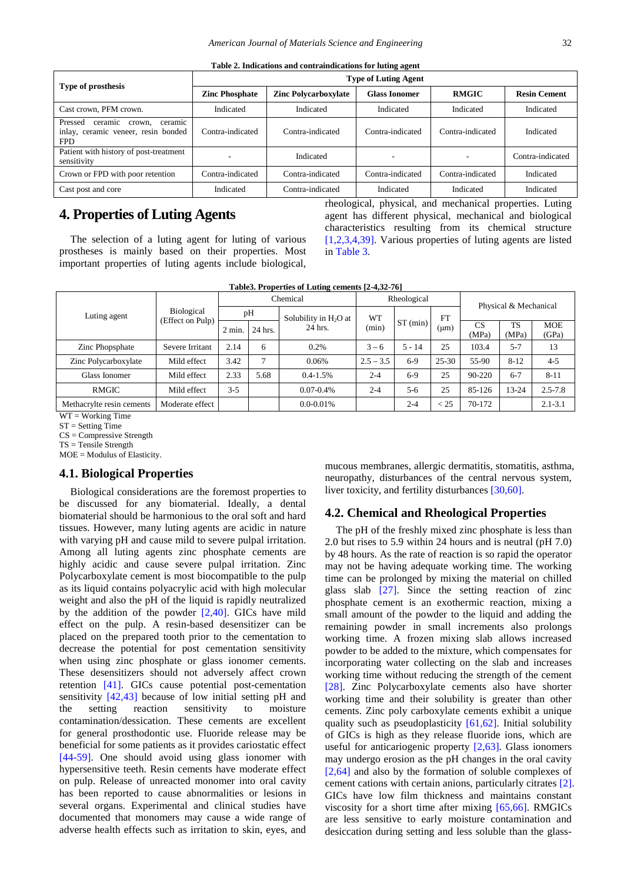Table 2. Indications and contraindications for luting agent

| Type of prosthesis | Type of Luting Agent | | | | |
|---|---|---|---|---|---|
| | Zinc Phosphate | Zinc Polycarboxylate | Glass Ionomer | RMGIC | Resin Cement |
| Cast crown, PFM crown. | Indicated | Indicated | Indicated | Indicated | Indicated |
| Pressed ceramic crown, ceramic inlay, ceramic veneer, resin bonded FPD | Contra-indicated | Contra-indicated | Contra-indicated | Contra-indicated | Indicated |
| Patient with history of post-treatment sensitivity | - | Indicated | - | - | Contra-indicated |
| Crown or FPD with poor retention | Contra-indicated | Contra-indicated | Contra-indicated | Contra-indicated | Indicated |
| Cast post and core | Indicated | Contra-indicated | Indicated | Indicated | Indicated |

## 4. Properties of Luting Agents

The selection of a luting agent for luting of various prostheses is mainly based on their properties. Most important properties of luting agents include biological, rheological, physical, and mechanical properties. Luting agent has different physical, mechanical and biological characteristics resulting from its chemical structure [1,2,3,4,39]. Various properties of luting agents are listed in Table 3.

Table3. Properties of Luting cements [2-4,32-76]

| Luting agent | Biological (Effect on Pulp) | Chemical | | | Rheological | | | Physical & Mechanical | | |
|---|---|---|---|---|---|---|---|---|---|---|
| | | pH | | Solubility in $H_2O$ at 24 hrs. | WT (min) | ST (min) | FT (µm) | CS (MPa) | TS (MPa) | MOE (GPa) |
| | | 2 min. | 24 hrs. | | | | | | | |
| Zinc Phopsphate | Severe Irritant | 2.14 | 6 | 0.2% | 3 – 6 | 5 - 14 | 25 | 103.4 | 5-7 | 13 |
| Zinc Polycarboxylate | Mild effect | 3.42 | 7 | 0.06% | 2.5 – 3.5 | 6-9 | 25-30 | 55-90 | 8-12 | 4-5 |
| Glass Ionomer | Mild effect | 2.33 | 5.68 | 0.4-1.5% | 2-4 | 6-9 | 25 | 90-220 | 6-7 | 8-11 |
| RMGIC | Mild effect | 3-5 | | 0.07-0.4% | 2-4 | 5-6 | 25 | 85-126 | 13-24 | 2.5-7.8 |
| Methacrylte resin cements | Moderate effect | | | 0.0-0.01% | | 2-4 | < 25 | 70-172 | | 2.1-3.1 |

WT = Working Time
ST = Setting Time
CS = Compressive Strength
TS = Tensile Strength
MOE = Modulus of Elasticity.

### 4.1. Biological Properties

Biological considerations are the foremost properties to be discussed for any biomaterial. Ideally, a dental biomaterial should be harmonious to the oral soft and hard tissues. However, many luting agents are acidic in nature with varying pH and cause mild to severe pulpal irritation. Among all luting agents zinc phosphate cements are highly acidic and cause severe pulpal irritation. Zinc Polycarboxylate cement is most biocompatible to the pulp as its liquid contains polyacrylic acid with high molecular weight and also the pH of the liquid is rapidly neutralized by the addition of the powder [2,40]. GICs have mild effect on the pulp. A resin-based desensitizer can be placed on the prepared tooth prior to the cementation to decrease the potential for post cementation sensitivity when using zinc phosphate or glass ionomer cements. These desensitizers should not adversely affect crown retention [41]. GICs cause potential post-cementation sensitivity [42,43] because of low initial setting pH and the setting reaction sensitivity to moisture contamination/dessication. These cements are excellent for general prosthodontic use. Fluoride release may be beneficial for some patients as it provides cariostatic effect [44-59]. One should avoid using glass ionomer with hypersensitive teeth. Resin cements have moderate effect on pulp. Release of unreacted monomer into oral cavity has been reported to cause abnormalities or lesions in several organs. Experimental and clinical studies have documented that monomers may cause a wide range of adverse health effects such as irritation to skin, eyes, and mucous membranes, allergic dermatitis, stomatitis, asthma, neuropathy, disturbances of the central nervous system, liver toxicity, and fertility disturbances [30,60].

### 4.2. Chemical and Rheological Properties

The pH of the freshly mixed zinc phosphate is less than 2.0 but rises to 5.9 within 24 hours and is neutral (pH 7.0) by 48 hours. As the rate of reaction is so rapid the operator may not be having adequate working time. The working time can be prolonged by mixing the material on chilled glass slab [27]. Since the setting reaction of zinc phosphate cement is an exothermic reaction, mixing a small amount of the powder to the liquid and adding the remaining powder in small increments also prolongs working time. A frozen mixing slab allows increased powder to be added to the mixture, which compensates for incorporating water collecting on the slab and increases working time without reducing the strength of the cement [28]. Zinc Polycarboxylate cements also have shorter working time and their solubility is greater than other cements. Zinc poly carboxylate cements exhibit a unique quality such as pseudoplasticity [61,62]. Initial solubility of GICs is high as they release fluoride ions, which are useful for anticariogenic property [2,63]. Glass ionomers may undergo erosion as the pH changes in the oral cavity [2,64] and also by the formation of soluble complexes of cement cations with certain anions, particularly citrates [2]. GICs have low film thickness and maintains constant viscosity for a short time after mixing [65,66]. RMGICs are less sensitive to early moisture contamination and desiccation during setting and less soluble than the glass-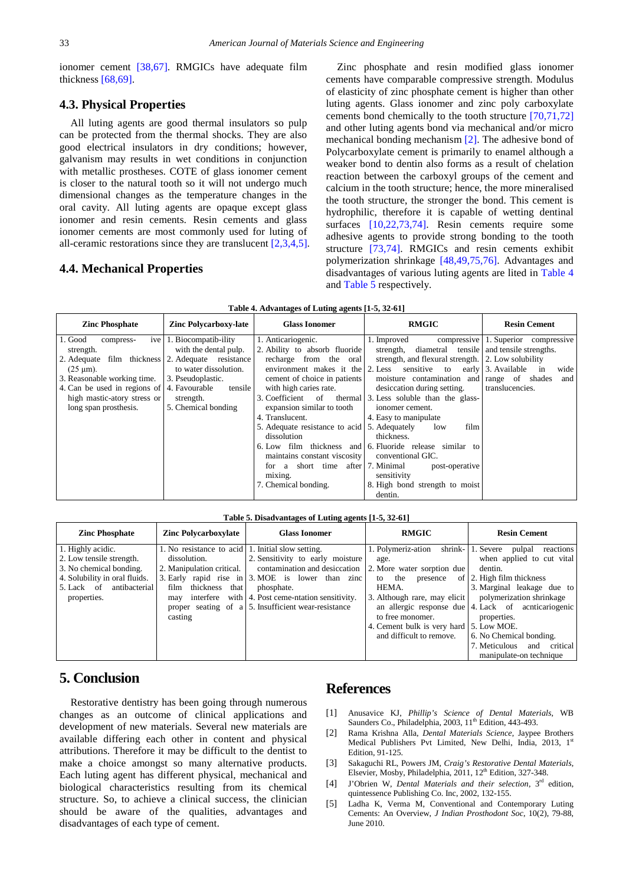ionomer cement [38,67]. RMGICs have adequate film thickness [68,69].

### 4.3. Physical Properties

All luting agents are good thermal insulators so pulp can be protected from the thermal shocks. They are also good electrical insulators in dry conditions; however, galvanism may results in wet conditions in conjunction with metallic prostheses. COTE of glass ionomer cement is closer to the natural tooth so it will not undergo much dimensional changes as the temperature changes in the oral cavity. All luting agents are opaque except glass ionomer and resin cements. Resin cements and glass ionomer cements are most commonly used for luting of all-ceramic restorations since they are translucent [2,3,4,5].

### 4.4. Mechanical Properties

Zinc phosphate and resin modified glass ionomer cements have comparable compressive strength. Modulus of elasticity of zinc phosphate cement is higher than other luting agents. Glass ionomer and zinc poly carboxylate cements bond chemically to the tooth structure [70,71,72] and other luting agents bond via mechanical and/or micro mechanical bonding mechanism [2]. The adhesive bond of Polycarboxylate cement is primarily to enamel although a weaker bond to dentin also forms as a result of chelation reaction between the carboxyl groups of the cement and calcium in the tooth structure; hence, the more mineralised the tooth structure, the stronger the bond. This cement is hydrophilic, therefore it is capable of wetting dentinal surfaces [10,22,73,74]. Resin cements require some adhesive agents to provide strong bonding to the tooth structure [73,74]. RMGICs and resin cements exhibit polymerization shrinkage [48,49,75,76]. Advantages and disadvantages of various luting agents are lited in Table 4 and Table 5 respectively.

**Table 4. Advantages of Luting agents [1-5, 32-61]**

| Zinc Phosphate | Zinc Polycarboxy-late | Glass Ionomer | RMGIC | Resin Cement |
|---|---|---|---|---|
| 1. Good compressive strength.<br>2. Adequate film thickness (25 µm).<br>3. Reasonable working time.<br>4. Can be used in regions of high mastic-atory stress or long span prosthesis. | 1. Biocompatib-ility with the dental pulp.<br>2. Adequate resistance to water dissolution.<br>3. Pseudoplastic.<br>4. Favourable tensile strength.<br>5. Chemical bonding | 1. Anticariogenic.<br>2. Ability to absorb fluoride recharge from the oral environment makes it the cement of choice in patients with high caries rate.<br>3. Coefficient of thermal expansion similar to tooth<br>4. Translucent.<br>5. Adequate resistance to acid dissolution<br>6. Low film thickness and maintains constant viscosity for a short time after mixing.<br>7. Chemical bonding. | 1. Improved compressive strength, diametral tensile strength, and flexural strength.<br>2. Less sensitive to early moisture contamination and desiccation during setting.<br>3. Less soluble than the glass-ionomer cement.<br>4. Easy to manipulate<br>5. Adequately low film thickness.<br>6. Fluoride release similar to conventional GIC.<br>7. Minimal post-operative sensitivity<br>8. High bond strength to moist dentin. | 1. Superior compressive and tensile strengths.<br>2. Low solubility<br>3. Available in wide range of shades and translucencies. |

**Table 5. Disadvantages of Luting agents [1-5, 32-61]**

| Zinc Phosphate | Zinc Polycarboxylate | Glass Ionomer | RMGIC | Resin Cement |
|---|---|---|---|---|
| 1. Highly acidic.<br>2. Low tensile strength.<br>3. No chemical bonding.<br>4. Solubility in oral fluids.<br>5. Lack of antibacterial properties. | 1. No resistance to acid dissolution.<br>2. Manipulation critical.<br>3. Early rapid rise in film thickness that may interfere with proper seating of a casting | 1. Initial slow setting.<br>2. Sensitivity to early moisture contamination and desiccation<br>3. MOE is lower than zinc phosphate.<br>4. Post ceme-ntation sensitivity.<br>5. Insufficient wear-resistance | 1. Polymeriz-ation shrinkage.<br>2. More water sorption due to the presence of HEMA.<br>3. Although rare, may elicit an allergic response due to free monomer.<br>4. Cement bulk is very hard and difficult to remove. | 1. Severe pulpal reactions when applied to cut vital dentin.<br>2. High film thickness<br>3. Marginal leakage due to polymerization shrinkage<br>4. Lack of acnticariogenic properties.<br>5. Low MOE.<br>6. No Chemical bonding.<br>7. Meticulous and critical manipulate-on technique |

## 5. Conclusion

Restorative dentistry has been going through numerous changes as an outcome of clinical applications and development of new materials. Several new materials are available differing each other in content and physical attributions. Therefore it may be difficult to the dentist to make a choice amongst so many alternative products. Each luting agent has different physical, mechanical and biological characteristics resulting from its chemical structure. So, to achieve a clinical success, the clinician should be aware of the qualities, advantages and disadvantages of each type of cement.

## References

[1] Anusavice KJ, *Phillip's Science of Dental Materials*, WB Saunders Co., Philadelphia, 2003, 11th Edition, 443-493.

[2] Rama Krishna Alla, *Dental Materials Science*, Jaypee Brothers Medical Publishers Pvt Limited, New Delhi, India, 2013, 1st Edition, 91-125.

[3] Sakaguchi RL, Powers JM, *Craig's Restorative Dental Materials*, Elsevier, Mosby, Philadelphia, 2011, 12th Edition, 327-348.

[4] J'Obrien W, *Dental Materials and their selection*, 3rd edition, quintessence Publishing Co. Inc, 2002, 132-155.

[5] Ladha K, Verma M, Conventional and Contemporary Luting Cements: An Overview, *J Indian Prosthodont Soc*, 10(2), 79-88, June 2010.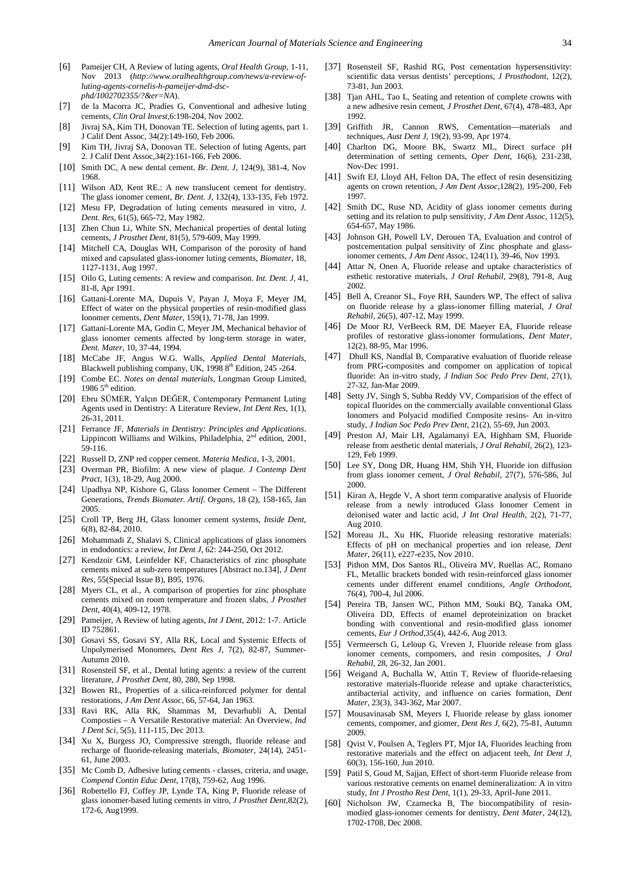[6] Pameijer CH, A Review of luting agents, *Oral Health Group*, 1-11, Nov 2013 (*http://www.oralhealthgroup.com/news/a-review-of-luting-agents-cornelis-h-pameijer-dmd-dsc-phd/1002702355/?&er=NA*).

[7] de la Macorra JC, Pradíes G, Conventional and adhesive luting cements, *Clin Oral Invest*,6:198-204, Nov 2002.

[8] Jivraj SA, Kim TH, Donovan TE. Selection of luting agents, part 1. J Calif Dent Assoc, 34(2):149-160, Feb 2006.

[9] Kim TH, Jivraj SA, Donovan TE. Selection of luting Agents, part 2. J Calif Dent Assoc,34(2):161-166, Feb 2006.

[10] Smith DC, A new dental cement. *Br. Dent. J*, 124(9), 381-4, Nov 1968.

[11] Wilson AD, Kent RE.: A new translucent cement for dentistry. The glass ionomer cement, *Br. Dent. J*, 132(4), 133-135, Feb 1972.

[12] Mesu FP, Degradation of luting cements measured in vitro, *J. Dent. Res*, 61(5), 665-72, May 1982.

[13] Zhen Chun Li, White SN, Mechanical properties of dental luting cements, *J Prosthet Dent*, 81(5), 579-609, May 1999.

[14] Mitchell CA, Douglas WH, Comparison of the porosity of hand mixed and capsulated glass-ionomer luting cements, *Biomater*, 18, 1127-1131, Aug 1997.

[15] Oilo G, Luting cements: A review and comparison. *Int. Dent. J*, 41, 81-8, Apr 1991.

[16] Gattani-Lorente MA, Dupuis V, Payan J, Moya F, Meyer JM, Effect of water on the physical properties of resin-modified glass Ionomer cements, *Dent Mater*, 159(1), 71-78, Jan 1999.

[17] Gattani-Lorente MA, Godin C, Meyer JM, Mechanical behavior of glass ionomer cements affected by long-term storage in water, *Dent. Mater*, 10, 37-44, 1994.

[18] McCabe JF, Angus W.G. Walls, *Applied Dental Materials*, Blackwell publishing company, UK, 1998 8th Edition, 245 -264.

[19] Combe EC. *Notes on dental materials*, Longman Group Limited, 1986 5th edition.

[20] Ebru SÜMER, Yalçın DEĞER, Contemporary Permanent Luting Agents used in Dentistry: A Literature Review, *Int Dent Res*, 1(1), 26-31, 2011.

[21] Ferrance JF, *Materials in Dentistry: Principles and Applications*. Lippincott Williams and Wilkins, Philadelphia, 2nd edition, 2001, 59-116.

[22] Russell D, ZNP red copper cement. *Materia Medica*, 1-3, 2001.

[23] Overman PR, Biofilm: A new view of plaque. *J Contemp Dent Pract*, 1(3), 18-29, Aug 2000.

[24] Upadhya NP, Kishore G, Glass Ionomer Cement – The Different Generations, *Trends Biomater. Artif. Organs*, 18 (2), 158-165, Jan 2005.

[25] Croll TP, Berg JH, Glass Ionomer cement systems, *Inside Dent*, 6(8), 82-84, 2010.

[26] Mohammadi Z, Shalavi S, Clinical applications of glass ionomers in endodontics: a review, *Int Dent J*, 62: 244-250, Oct 2012.

[27] Kendzoir GM, Leinfelder KF, Characteristics of zinc phosphate cements mixed at sub-zero temperatures [Abstract no.134], *J Dent Res*, 55(Special Issue B), B95, 1976.

[28] Myers CL, et al., A comparison of properties for zinc phosphate cements mixed on room temperature and frozen slabs, *J Prosthet Dent*, 40(4), 409-12, 1978.

[29] Pameijer, A Review of luting agents, *Int J Dent*, 2012: 1-7. Article ID 752861.

[30] Gosavi SS, Gosavi SY, Alla RK, Local and Systemic Effects of Unpolymerised Monomers, *Dent Res J*, 7(2), 82-87, Summer-Autumn 2010.

[31] Rosensteil SF, et al., Dental luting agents: a review of the current literature, *J Prosthet Dent*, 80, 280, Sep 1998.

[32] Bowen RL, Properties of a silica-reinforced polymer for dental restorations, *J Am Dent Assoc*, 66, 57-64, Jan 1963.

[33] Ravi RK, Alla RK, Shammas M, Devarhubli A, Dental Composties – A Versatile Restorative material: An Overview, *Ind J Dent Sci*, 5(5), 111-115, Dec 2013.

[34] Xu X, Burgess JO, Compressive strength, fluoride release and recharge of fluoride-releasing materials, *Biomater*, 24(14), 2451-61, June 2003.

[35] Mc Comb D, Adhesive luting cements - classes, criteria, and usage, *Compend Contin Educ Dent*, 17(8), 759-62, Aug 1996.

[36] Robertello FJ, Coffey JP, Lynde TA, King P, Fluoride release of glass ionomer-based luting cements in vitro, *J Prosthet Dent*,82(2), 172-6, Aug1999.

[37] Rosensteil SF, Rashid RG, Post cementation hypersensitivity: scientific data versus dentists' perceptions, *J Prosthodont*, 12(2), 73-81, Jun 2003.

[38] Tjan AHL, Tao L, Seating and retention of complete crowns with a new adhesive resin cement, *J Prosthet Dent*, 67(4), 478-483, Apr 1992.

[39] Griffith JR, Cannon RWS, Cementation—materials and techniques, *Aust Dent J*, 19(2), 93-99, Apr 1974.

[40] Charlton DG, Moore BK, Swartz ML, Direct surface pH determination of setting cements, *Oper Dent*, 16(6), 231-238, Nov-Dec 1991.

[41] Swift EJ, Lloyd AH, Felton DA, The effect of resin desensitizing agents on crown retention, *J Am Dent Assoc*,128(2), 195-200, Feb 1997.

[42] Smith DC, Ruse ND, Acidity of glass ionomer cements during setting and its relation to pulp sensitivity, *J Am Dent Assoc*, 112(5), 654-657, May 1986.

[43] Johnson GH, Powell LV, Derouen TA, Evaluation and control of postcementation pulpal sensitivity of Zinc phosphate and glass-ionomer cements, *J Am Dent Assoc*, 124(11), 39-46, Nov 1993.

[44] Attar N, Onen A, Fluoride release and uptake characteristics of esthetic restorative materials, *J Oral Rehabil*, 29(8), 791-8, Aug 2002.

[45] Bell A, Creanor SL, Foye RH, Saunders WP, The effect of saliva on fluoride release by a glass-ionomer filling material, *J Oral Rehabil*, 26(5), 407-12, May 1999.

[46] De Moor RJ, VerBeeck RM, DE Maeyer EA, Fluoride release profiles of restorative glass-ionomer formulations, *Dent Mater*, 12(2), 88-95, Mar 1996.

[47] Dhull KS, Nandlal B, Comparative evaluation of fluoride release from PRG-composites and compomer on application of topical fluoride: An in-vitro study, *J Indian Soc Pedo Prev Dent*, 27(1), 27-32, Jan-Mar 2009.

[48] Setty JV, Singh S, Subba Reddy VV, Comparision of the effect of topical fluorides on the commercially available conventional Glass Ionomers and Polyacid modified Composite resins- An in-vitro study, *J Indian Soc Pedo Prev Dent*, 21(2), 55-69, Jun 2003.

[49] Preston AJ, Mair LH, Agalamanyi EA, Highham SM, Fluoride release from aesthetic dental materials, *J Oral Rehabil*, 26(2), 123-129, Feb 1999.

[50] Lee SY, Dong DR, Huang HM, Shih YH, Fluoride ion diffusion from glass ionomer cement, *J Oral Rehabil*, 27(7), 576-586, Jul 2000.

[51] Kiran A, Hegde V, A short term comparative analysis of Fluoride release from a newly introduced Glass Ionomer Cement in deionised water and lactic acid, *J Int Oral Health*, 2(2), 71-77, Aug 2010.

[52] Moreau JL, Xu HK, Fluoride releasing restorative materials: Effects of pH on mechanical properties and ion release, *Dent Mater*, 26(11), e227-e235, Nov 2010.

[53] Pithon MM, Dos Santos RL, Oliveira MV, Ruellas AC, Romano FL, Metallic brackets bonded with resin-reinforced glass ionomer cements under different enamel conditions, *Angle Orthodont*, 76(4), 700-4, Jul 2006.

[54] Pereira TB, Jansen WC, Pithon MM, Souki BQ, Tanaka OM, Oliveira DD, Effects of enamel deproteinization on bracket bonding with conventional and resin-modified glass ionomer cements, *Eur J Orthod*,35(4), 442-6, Aug 2013.

[55] Vermeersch G, Leloup G, Vreven J, Fluoride release from glass ionomer cements, compomers, and resin composites, *J Oral Rehabil*, 28, 26-32, Jan 2001.

[56] Weigand A, Buchalla W, Attin T, Review of fluoride-relaesing restorative materials-fluoride release and uptake characteristics, antibacterial activity, and influence on caries formation, *Dent Mater*, 23(3), 343-362, Mar 2007.

[57] Mousavinasab SM, Meyers I, Fluoride release by glass ionomer cements, compomer, and giomer, *Dent Res J*, 6(2), 75-81, Autumn 2009.

[58] Qvist V, Poulsen A, Teglers PT, Mjor IA, Fluorides leaching from restorative materials and the effect on adjacent teeh, *Int Dent J*, 60(3), 156-160, Jun 2010.

[59] Patil S, Goud M, Sajjan, Effect of short-term Fluoride release from various restorative cements on enamel demineralization: A in vitro study, *Int J Prostho Rest Dent*, 1(1), 29-33, April-June 2011.

[60] Nicholson JW, Czarnecka B, The biocompatibility of resin-modied glass-ionomer cements for dentistry, *Dent Mater*, 24(12), 1702-1708, Dec 2008.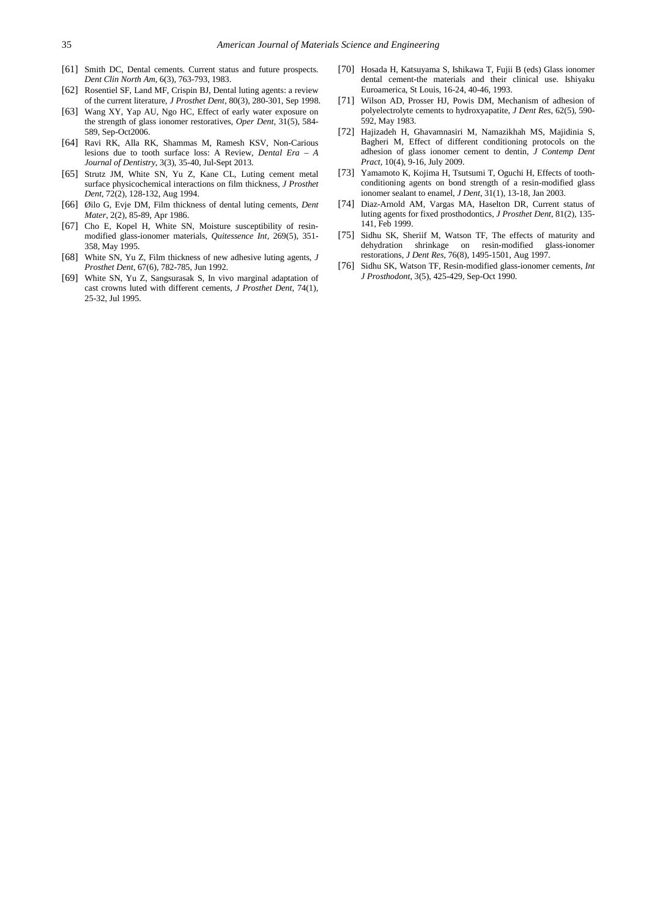[61] Smith DC, Dental cements. Current status and future prospects. *Dent Clin North Am*, 6(3), 763-793, 1983.

[62] Rosentiel SF, Land MF, Crispin BJ, Dental luting agents: a review of the current literature, *J Prosthet Dent*, 80(3), 280-301, Sep 1998.

[63] Wang XY, Yap AU, Ngo HC, Effect of early water exposure on the strength of glass ionomer restoratives, *Oper Dent*, 31(5), 584-589, Sep-Oct2006.

[64] Ravi RK, Alla RK, Shammas M, Ramesh KSV, Non-Carious lesions due to tooth surface loss: A Review, *Dental Era – A Journal of Dentistry*, 3(3), 35-40, Jul-Sept 2013.

[65] Strutz JM, White SN, Yu Z, Kane CL, Luting cement metal surface physicochemical interactions on film thickness, *J Prosthet Dent*, 72(2), 128-132, Aug 1994.

[66] Øilo G, Evje DM, Film thickness of dental luting cements, *Dent Mater*, 2(2), 85-89, Apr 1986.

[67] Cho E, Kopel H, White SN, Moisture susceptibility of resin-modified glass-ionomer materials, *Quitessence Int*, 269(5), 351-358, May 1995.

[68] White SN, Yu Z, Film thickness of new adhesive luting agents, *J Prosthet Dent*, 67(6), 782-785, Jun 1992.

[69] White SN, Yu Z, Sangsurasak S, In vivo marginal adaptation of cast crowns luted with different cements, *J Prosthet Dent*, 74(1), 25-32, Jul 1995.

[70] Hosada H, Katsuyama S, Ishikawa T, Fujii B (eds) Glass ionomer dental cement-the materials and their clinical use. Ishiyaku Euroamerica, St Louis, 16-24, 40-46, 1993.

[71] Wilson AD, Prosser HJ, Powis DM, Mechanism of adhesion of polyelectrolyte cements to hydroxyapatite, *J Dent Res*, 62(5), 590-592, May 1983.

[72] Hajizadeh H, Ghavamnasiri M, Namazikhah MS, Majidinia S, Bagheri M, Effect of different conditioning protocols on the adhesion of glass ionomer cement to dentin, *J Contemp Dent Pract*, 10(4), 9-16, July 2009.

[73] Yamamoto K, Kojima H, Tsutsumi T, Oguchi H, Effects of tooth-conditioning agents on bond strength of a resin-modified glass ionomer sealant to enamel, *J Dent*, 31(1), 13-18, Jan 2003.

[74] Diaz-Arnold AM, Vargas MA, Haselton DR, Current status of luting agents for fixed prosthodontics, *J Prosthet Dent*, 81(2), 135-141, Feb 1999.

[75] Sidhu SK, Sheriif M, Watson TF, The effects of maturity and dehydration shrinkage on resin-modified glass-ionomer restorations, *J Dent Res*, 76(8), 1495-1501, Aug 1997.

[76] Sidhu SK, Watson TF, Resin-modified glass-ionomer cements, *Int J Prosthodont*, 3(5), 425-429, Sep-Oct 1990.